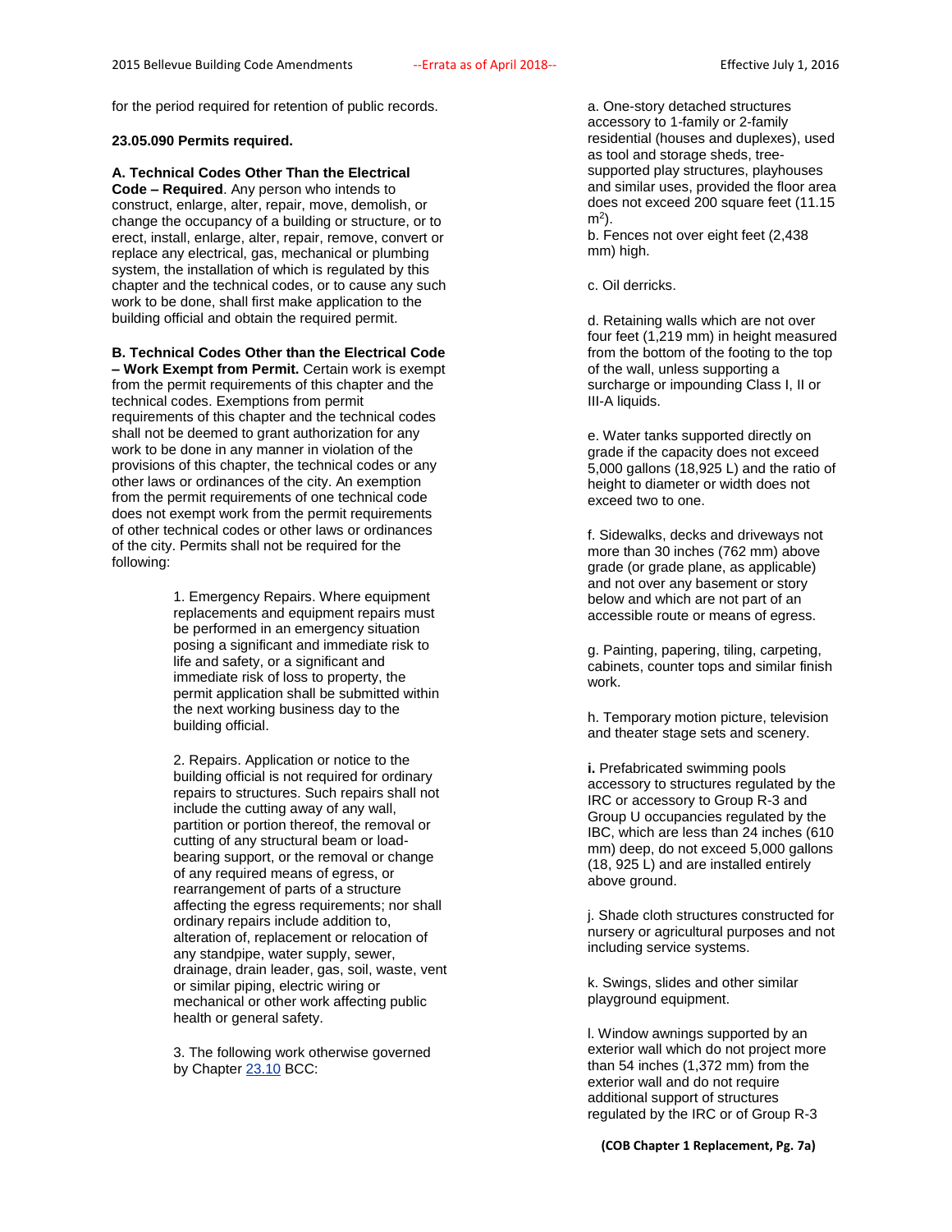for the period required for retention of public records.

**23.05.090 Permits required.**

**A. Technical Codes Other Than the Electrical Code – Required**. Any person who intends to construct, enlarge, alter, repair, move, demolish, or change the occupancy of a building or structure, or to erect, install, enlarge, alter, repair, remove, convert or replace any electrical, gas, mechanical or plumbing system, the installation of which is regulated by this chapter and the technical codes, or to cause any such work to be done, shall first make application to the building official and obtain the required permit.

**B. Technical Codes Other than the Electrical Code – Work Exempt from Permit.** Certain work is exempt from the permit requirements of this chapter and the technical codes. Exemptions from permit requirements of this chapter and the technical codes shall not be deemed to grant authorization for any work to be done in any manner in violation of the provisions of this chapter, the technical codes or any other laws or ordinances of the city. An exemption from the permit requirements of one technical code does not exempt work from the permit requirements of other technical codes or other laws or ordinances of the city. Permits shall not be required for the following:

1. Emergency Repairs. Where equipment replacements and equipment repairs must be performed in an emergency situation posing a significant and immediate risk to life and safety, or a significant and immediate risk of loss to property, the permit application shall be submitted within the next working business day to the building official.

2. Repairs. Application or notice to the building official is not required for ordinary repairs to structures. Such repairs shall not include the cutting away of any wall, partition or portion thereof, the removal or cutting of any structural beam or load-bearing support, or the removal or change of any required means of egress, or rearrangement of parts of a structure affecting the egress requirements; nor shall ordinary repairs include addition to, alteration of, replacement or relocation of any standpipe, water supply, sewer, drainage, drain leader, gas, soil, waste, vent or similar piping, electric wiring or mechanical or other work affecting public health or general safety.

3. The following work otherwise governed by Chapter 23.10 BCC:

a. One-story detached structures accessory to 1-family or 2-family residential (houses and duplexes), used as tool and storage sheds, tree-supported play structures, playhouses and similar uses, provided the floor area does not exceed 200 square feet (11.15 $m^2$).

b. Fences not over eight feet (2,438 mm) high.

c. Oil derricks.

d. Retaining walls which are not over four feet (1,219 mm) in height measured from the bottom of the footing to the top of the wall, unless supporting a surcharge or impounding Class I, II or III-A liquids.

e. Water tanks supported directly on grade if the capacity does not exceed 5,000 gallons (18,925 L) and the ratio of height to diameter or width does not exceed two to one.

f. Sidewalks, decks and driveways not more than 30 inches (762 mm) above grade (or grade plane, as applicable) and not over any basement or story below and which are not part of an accessible route or means of egress.

g. Painting, papering, tiling, carpeting, cabinets, counter tops and similar finish work.

h. Temporary motion picture, television and theater stage sets and scenery.

**i.** Prefabricated swimming pools accessory to structures regulated by the IRC or accessory to Group R-3 and Group U occupancies regulated by the IBC, which are less than 24 inches (610 mm) deep, do not exceed 5,000 gallons (18, 925 L) and are installed entirely above ground.

j. Shade cloth structures constructed for nursery or agricultural purposes and not including service systems.

k. Swings, slides and other similar playground equipment.

l. Window awnings supported by an exterior wall which do not project more than 54 inches (1,372 mm) from the exterior wall and do not require additional support of structures regulated by the IRC or of Group R-3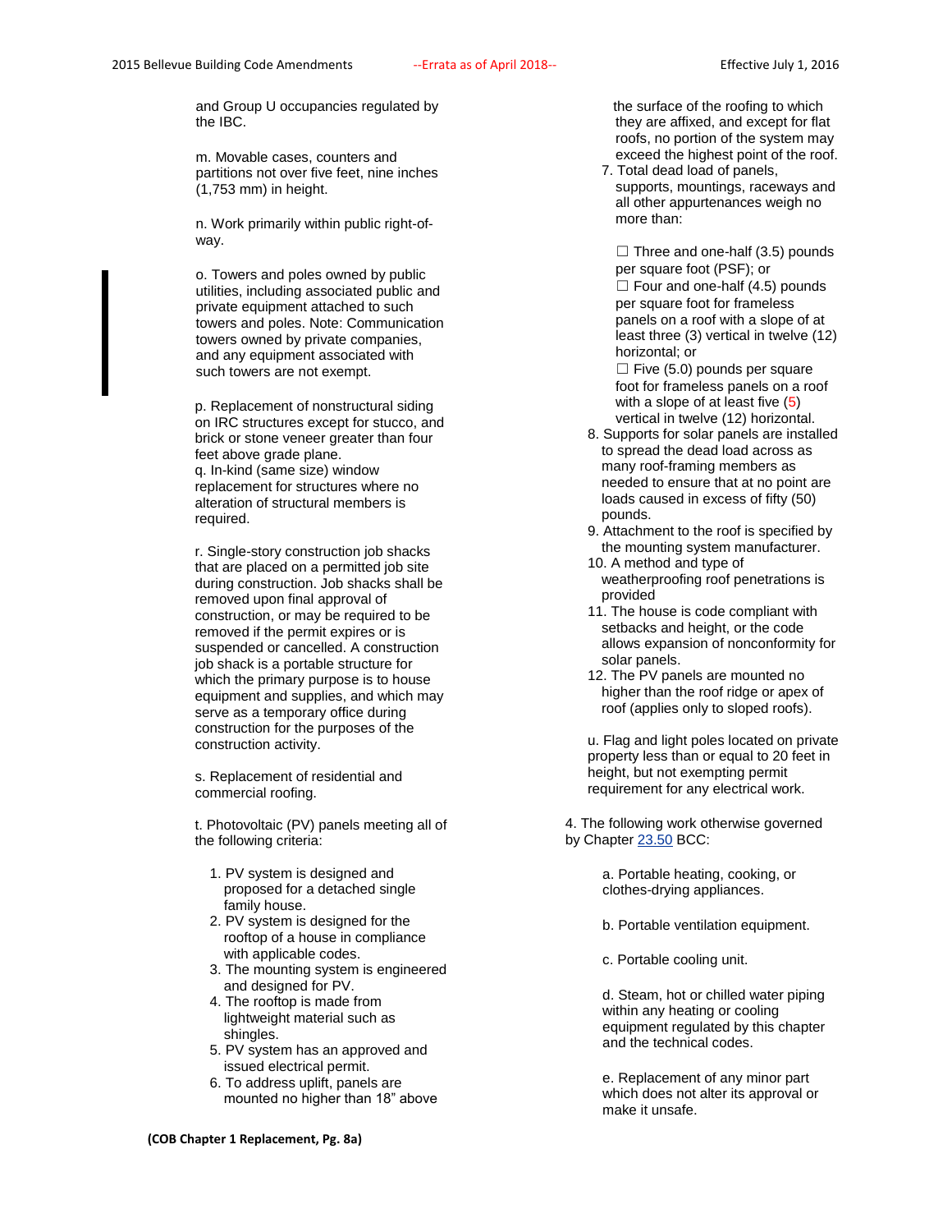and Group U occupancies regulated by the IBC.

m. Movable cases, counters and partitions not over five feet, nine inches (1,753 mm) in height.

n. Work primarily within public right-of-way.

o. Towers and poles owned by public utilities, including associated public and private equipment attached to such towers and poles. Note: Communication towers owned by private companies, and any equipment associated with such towers are not exempt.

p. Replacement of nonstructural siding on IRC structures except for stucco, and brick or stone veneer greater than four feet above grade plane.

q. In-kind (same size) window replacement for structures where no alteration of structural members is required.

r. Single-story construction job shacks that are placed on a permitted job site during construction. Job shacks shall be removed upon final approval of construction, or may be required to be removed if the permit expires or is suspended or cancelled. A construction job shack is a portable structure for which the primary purpose is to house equipment and supplies, and which may serve as a temporary office during construction for the purposes of the construction activity.

s. Replacement of residential and commercial roofing.

t. Photovoltaic (PV) panels meeting all of the following criteria:

1. PV system is designed and proposed for a detached single family house.
2. PV system is designed for the rooftop of a house in compliance with applicable codes.
3. The mounting system is engineered and designed for PV.
4. The rooftop is made from lightweight material such as shingles.
5. PV system has an approved and issued electrical permit.
6. To address uplift, panels are mounted no higher than 18" above the surface of the roofing to which they are affixed, and except for flat roofs, no portion of the system may exceed the highest point of the roof.
7. Total dead load of panels, supports, mountings, raceways and all other appurtenances weigh no more than:

   ☐ Three and one-half (3.5) pounds per square foot (PSF); or
   ☐ Four and one-half (4.5) pounds per square foot for frameless panels on a roof with a slope of at least three (3) vertical in twelve (12) horizontal; or
   ☐ Five (5.0) pounds per square foot for frameless panels on a roof with a slope of at least five (5) vertical in twelve (12) horizontal.
8. Supports for solar panels are installed to spread the dead load across as many roof-framing members as needed to ensure that at no point are loads caused in excess of fifty (50) pounds.
9. Attachment to the roof is specified by the mounting system manufacturer.
10. A method and type of weatherproofing roof penetrations is provided
11. The house is code compliant with setbacks and height, or the code allows expansion of nonconformity for solar panels.
12. The PV panels are mounted no higher than the roof ridge or apex of roof (applies only to sloped roofs).

u. Flag and light poles located on private property less than or equal to 20 feet in height, but not exempting permit requirement for any electrical work.

4. The following work otherwise governed by Chapter 23.50 BCC:

a. Portable heating, cooking, or clothes-drying appliances.

b. Portable ventilation equipment.

c. Portable cooling unit.

d. Steam, hot or chilled water piping within any heating or cooling equipment regulated by this chapter and the technical codes.

e. Replacement of any minor part which does not alter its approval or make it unsafe.

**(COB Chapter 1 Replacement, Pg. 8a)**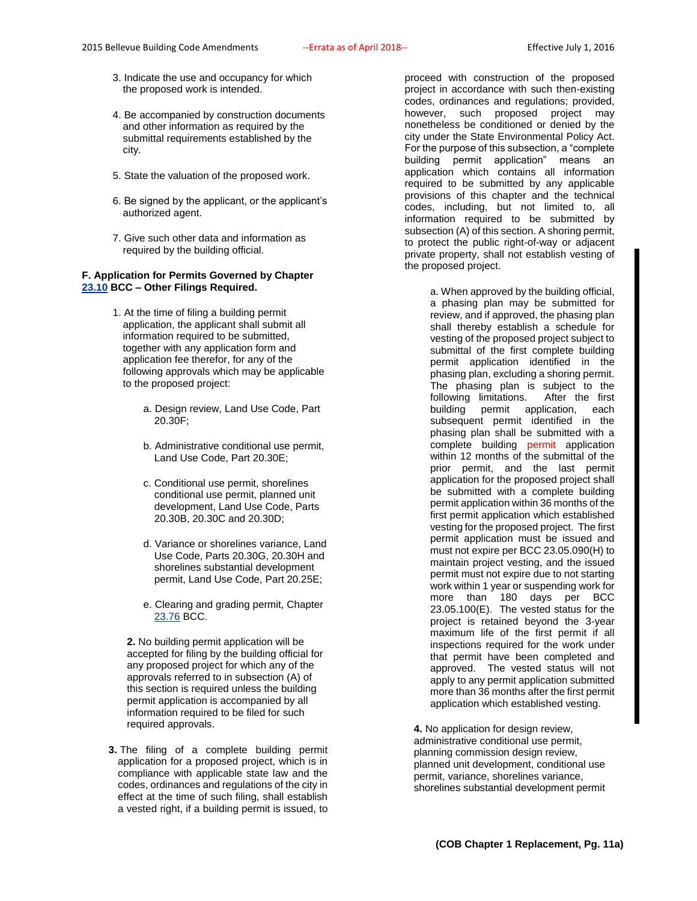3. Indicate the use and occupancy for which the proposed work is intended.

4. Be accompanied by construction documents and other information as required by the submittal requirements established by the city.

5. State the valuation of the proposed work.

6. Be signed by the applicant, or the applicant's authorized agent.

7. Give such other data and information as required by the building official.

**F. Application for Permits Governed by Chapter 23.10 BCC – Other Filings Required.**

1. At the time of filing a building permit application, the applicant shall submit all information required to be submitted, together with any application form and application fee therefor, for any of the following approvals which may be applicable to the proposed project:

   a. Design review, Land Use Code, Part 20.30F;

   b. Administrative conditional use permit, Land Use Code, Part 20.30E;

   c. Conditional use permit, shorelines conditional use permit, planned unit development, Land Use Code, Parts 20.30B, 20.30C and 20.30D;

   d. Variance or shorelines variance, Land Use Code, Parts 20.30G, 20.30H and shorelines substantial development permit, Land Use Code, Part 20.25E;

   e. Clearing and grading permit, Chapter 23.76 BCC.

**2.** No building permit application will be accepted for filing by the building official for any proposed project for which any of the approvals referred to in subsection (A) of this section is required unless the building permit application is accompanied by all information required to be filed for such required approvals.

**3.** The filing of a complete building permit application for a proposed project, which is in compliance with applicable state law and the codes, ordinances and regulations of the city in effect at the time of such filing, shall establish a vested right, if a building permit is issued, to proceed with construction of the proposed project in accordance with such then-existing codes, ordinances and regulations; provided, however, such proposed project may nonetheless be conditioned or denied by the city under the State Environmental Policy Act. For the purpose of this subsection, a "complete building permit application" means an application which contains all information required to be submitted by any applicable provisions of this chapter and the technical codes, including, but not limited to, all information required to be submitted by subsection (A) of this section. A shoring permit, to protect the public right-of-way or adjacent private property, shall not establish vesting of the proposed project.

   a. When approved by the building official, a phasing plan may be submitted for review, and if approved, the phasing plan shall thereby establish a schedule for vesting of the proposed project subject to submittal of the first complete building permit application identified in the phasing plan, excluding a shoring permit. The phasing plan is subject to the following limitations. After the first building permit application, each subsequent permit identified in the phasing plan shall be submitted with a complete building permit application within 12 months of the submittal of the prior permit, and the last permit application for the proposed project shall be submitted with a complete building permit application within 36 months of the first permit application which established vesting for the proposed project. The first permit application must be issued and must not expire per BCC 23.05.090(H) to maintain project vesting, and the issued permit must not expire due to not starting work within 1 year or suspending work for more than 180 days per BCC 23.05.100(E). The vested status for the project is retained beyond the 3-year maximum life of the first permit if all inspections required for the work under that permit have been completed and approved. The vested status will not apply to any permit application submitted more than 36 months after the first permit application which established vesting.

**4.** No application for design review, administrative conditional use permit, planning commission design review, planned unit development, conditional use permit, variance, shorelines variance, shorelines substantial development permit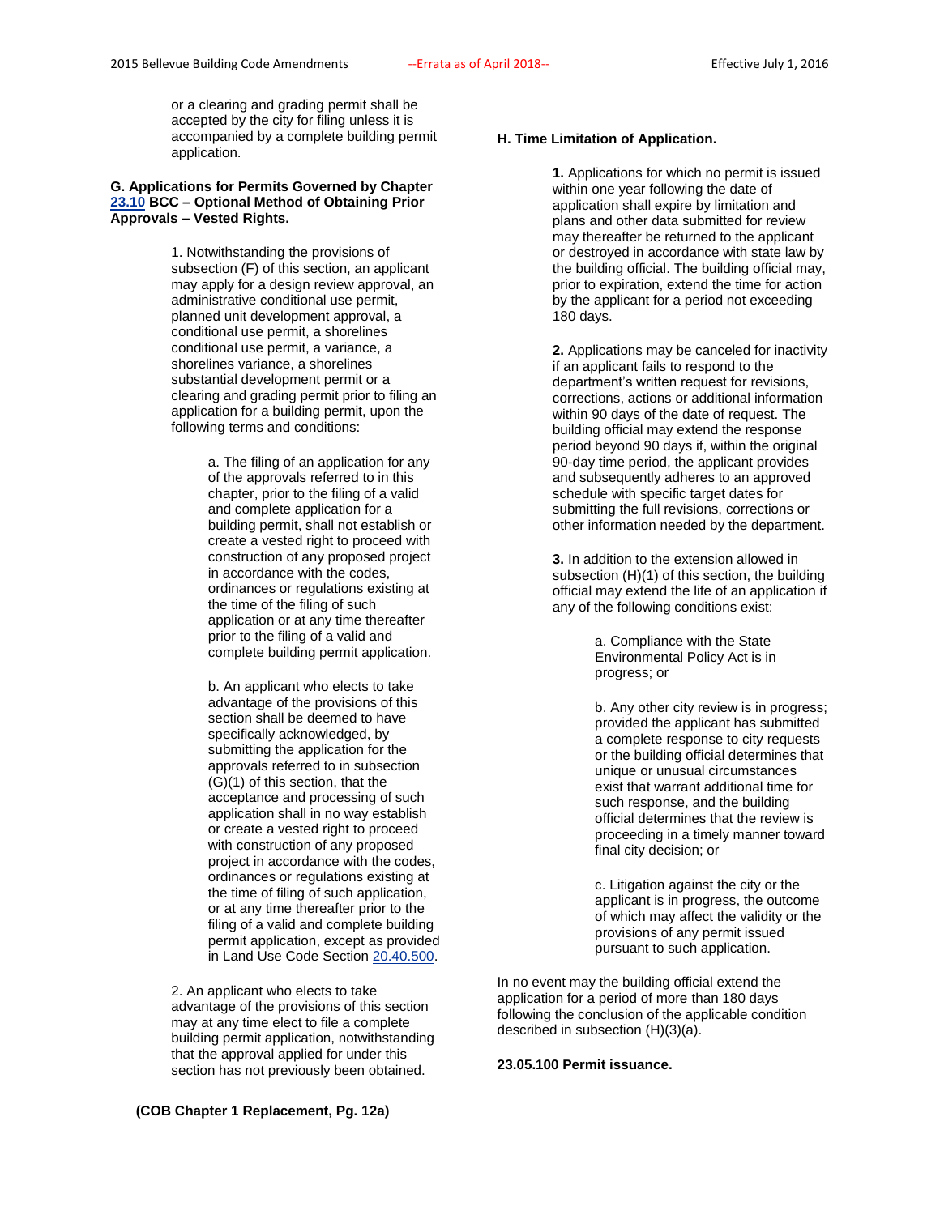or a clearing and grading permit shall be accepted by the city for filing unless it is accompanied by a complete building permit application.

**G. Applications for Permits Governed by Chapter 23.10 BCC – Optional Method of Obtaining Prior Approvals – Vested Rights.**

1. Notwithstanding the provisions of subsection (F) of this section, an applicant may apply for a design review approval, an administrative conditional use permit, planned unit development approval, a conditional use permit, a shorelines conditional use permit, a variance, a shorelines variance, a shorelines substantial development permit or a clearing and grading permit prior to filing an application for a building permit, upon the following terms and conditions:

a. The filing of an application for any of the approvals referred to in this chapter, prior to the filing of a valid and complete application for a building permit, shall not establish or create a vested right to proceed with construction of any proposed project in accordance with the codes, ordinances or regulations existing at the time of the filing of such application or at any time thereafter prior to the filing of a valid and complete building permit application.

b. An applicant who elects to take advantage of the provisions of this section shall be deemed to have specifically acknowledged, by submitting the application for the approvals referred to in subsection (G)(1) of this section, that the acceptance and processing of such application shall in no way establish or create a vested right to proceed with construction of any proposed project in accordance with the codes, ordinances or regulations existing at the time of filing of such application, or at any time thereafter prior to the filing of a valid and complete building permit application, except as provided in Land Use Code Section 20.40.500.

2. An applicant who elects to take advantage of the provisions of this section may at any time elect to file a complete building permit application, notwithstanding that the approval applied for under this section has not previously been obtained.

**H. Time Limitation of Application.**

**1.** Applications for which no permit is issued within one year following the date of application shall expire by limitation and plans and other data submitted for review may thereafter be returned to the applicant or destroyed in accordance with state law by the building official. The building official may, prior to expiration, extend the time for action by the applicant for a period not exceeding 180 days.

**2.** Applications may be canceled for inactivity if an applicant fails to respond to the department's written request for revisions, corrections, actions or additional information within 90 days of the date of request. The building official may extend the response period beyond 90 days if, within the original 90-day time period, the applicant provides and subsequently adheres to an approved schedule with specific target dates for submitting the full revisions, corrections or other information needed by the department.

**3.** In addition to the extension allowed in subsection (H)(1) of this section, the building official may extend the life of an application if any of the following conditions exist:

a. Compliance with the State Environmental Policy Act is in progress; or

b. Any other city review is in progress; provided the applicant has submitted a complete response to city requests or the building official determines that unique or unusual circumstances exist that warrant additional time for such response, and the building official determines that the review is proceeding in a timely manner toward final city decision; or

c. Litigation against the city or the applicant is in progress, the outcome of which may affect the validity or the provisions of any permit issued pursuant to such application.

In no event may the building official extend the application for a period of more than 180 days following the conclusion of the applicable condition described in subsection (H)(3)(a).

**23.05.100 Permit issuance.**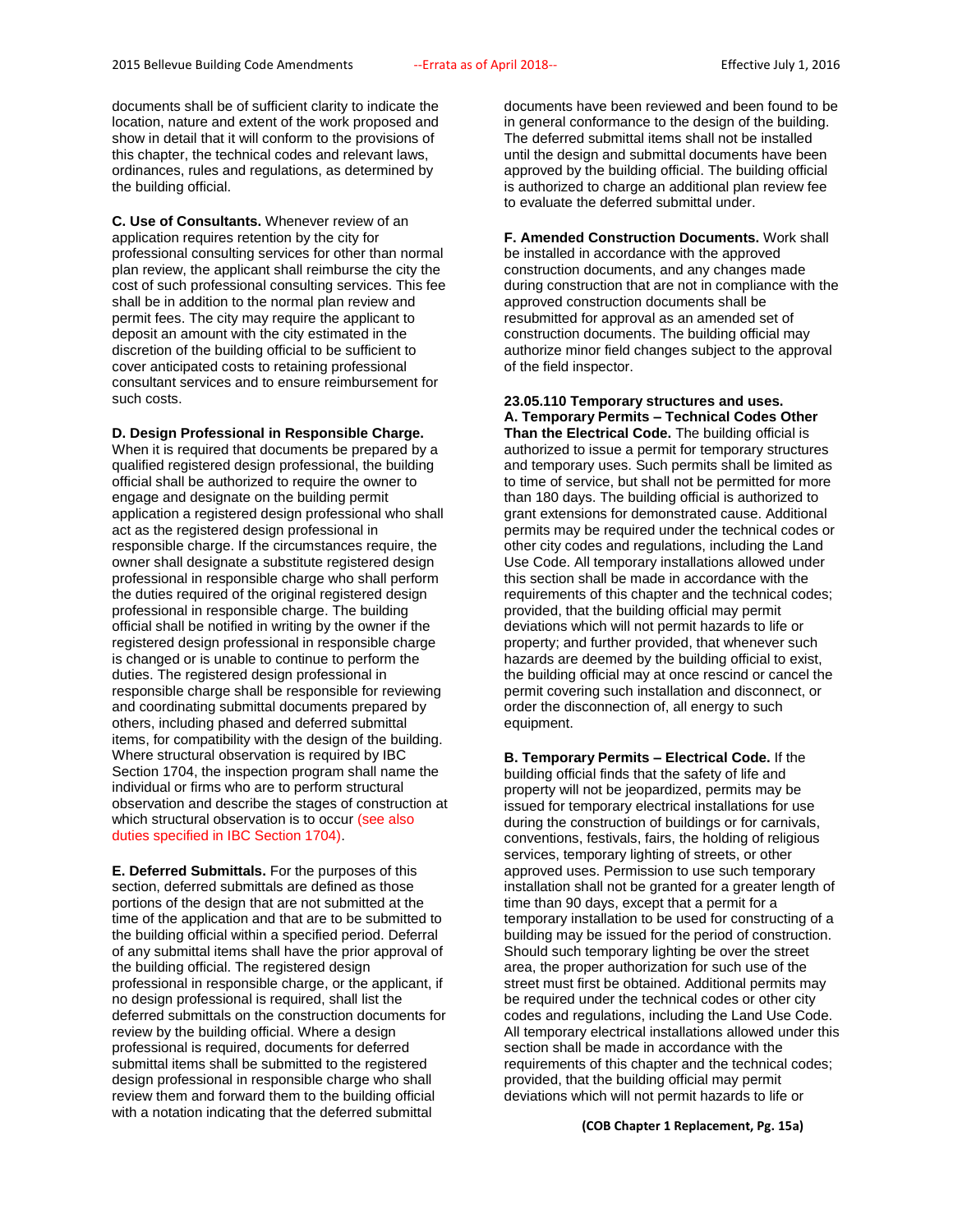documents shall be of sufficient clarity to indicate the location, nature and extent of the work proposed and show in detail that it will conform to the provisions of this chapter, the technical codes and relevant laws, ordinances, rules and regulations, as determined by the building official.

**C. Use of Consultants.** Whenever review of an application requires retention by the city for professional consulting services for other than normal plan review, the applicant shall reimburse the city the cost of such professional consulting services. This fee shall be in addition to the normal plan review and permit fees. The city may require the applicant to deposit an amount with the city estimated in the discretion of the building official to be sufficient to cover anticipated costs to retaining professional consultant services and to ensure reimbursement for such costs.

**D. Design Professional in Responsible Charge.** When it is required that documents be prepared by a qualified registered design professional, the building official shall be authorized to require the owner to engage and designate on the building permit application a registered design professional who shall act as the registered design professional in responsible charge. If the circumstances require, the owner shall designate a substitute registered design professional in responsible charge who shall perform the duties required of the original registered design professional in responsible charge. The building official shall be notified in writing by the owner if the registered design professional in responsible charge is changed or is unable to continue to perform the duties. The registered design professional in responsible charge shall be responsible for reviewing and coordinating submittal documents prepared by others, including phased and deferred submittal items, for compatibility with the design of the building. Where structural observation is required by IBC Section 1704, the inspection program shall name the individual or firms who are to perform structural observation and describe the stages of construction at which structural observation is to occur (see also duties specified in IBC Section 1704).

**E. Deferred Submittals.** For the purposes of this section, deferred submittals are defined as those portions of the design that are not submitted at the time of the application and that are to be submitted to the building official within a specified period. Deferral of any submittal items shall have the prior approval of the building official. The registered design professional in responsible charge, or the applicant, if no design professional is required, shall list the deferred submittals on the construction documents for review by the building official. Where a design professional is required, documents for deferred submittal items shall be submitted to the registered design professional in responsible charge who shall review them and forward them to the building official with a notation indicating that the deferred submittal documents have been reviewed and been found to be in general conformance to the design of the building. The deferred submittal items shall not be installed until the design and submittal documents have been approved by the building official. The building official is authorized to charge an additional plan review fee to evaluate the deferred submittal under.

**F. Amended Construction Documents.** Work shall be installed in accordance with the approved construction documents, and any changes made during construction that are not in compliance with the approved construction documents shall be resubmitted for approval as an amended set of construction documents. The building official may authorize minor field changes subject to the approval of the field inspector.

**23.05.110 Temporary structures and uses.**

**A. Temporary Permits – Technical Codes Other Than the Electrical Code.** The building official is authorized to issue a permit for temporary structures and temporary uses. Such permits shall be limited as to time of service, but shall not be permitted for more than 180 days. The building official is authorized to grant extensions for demonstrated cause. Additional permits may be required under the technical codes or other city codes and regulations, including the Land Use Code. All temporary installations allowed under this section shall be made in accordance with the requirements of this chapter and the technical codes; provided, that the building official may permit deviations which will not permit hazards to life or property; and further provided, that whenever such hazards are deemed by the building official to exist, the building official may at once rescind or cancel the permit covering such installation and disconnect, or order the disconnection of, all energy to such equipment.

**B. Temporary Permits – Electrical Code.** If the building official finds that the safety of life and property will not be jeopardized, permits may be issued for temporary electrical installations for use during the construction of buildings or for carnivals, conventions, festivals, fairs, the holding of religious services, temporary lighting of streets, or other approved uses. Permission to use such temporary installation shall not be granted for a greater length of time than 90 days, except that a permit for a temporary installation to be used for constructing of a building may be issued for the period of construction. Should such temporary lighting be over the street area, the proper authorization for such use of the street must first be obtained. Additional permits may be required under the technical codes or other city codes and regulations, including the Land Use Code. All temporary electrical installations allowed under this section shall be made in accordance with the requirements of this chapter and the technical codes; provided, that the building official may permit deviations which will not permit hazards to life or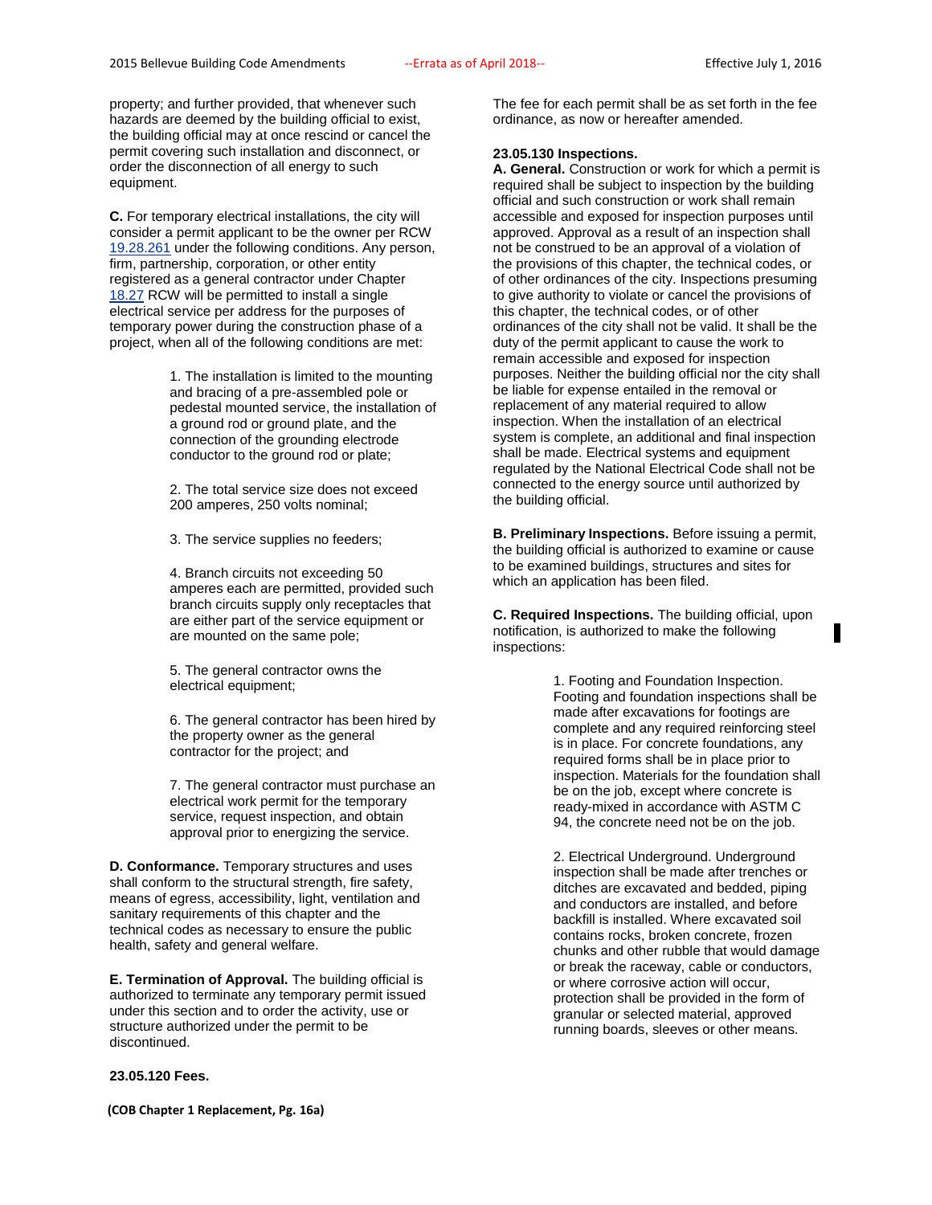property; and further provided, that whenever such hazards are deemed by the building official to exist, the building official may at once rescind or cancel the permit covering such installation and disconnect, or order the disconnection of all energy to such equipment.

**C.** For temporary electrical installations, the city will consider a permit applicant to be the owner per RCW 19.28.261 under the following conditions. Any person, firm, partnership, corporation, or other entity registered as a general contractor under Chapter 18.27 RCW will be permitted to install a single electrical service per address for the purposes of temporary power during the construction phase of a project, when all of the following conditions are met:

1. The installation is limited to the mounting and bracing of a pre-assembled pole or pedestal mounted service, the installation of a ground rod or ground plate, and the connection of the grounding electrode conductor to the ground rod or plate;

2. The total service size does not exceed 200 amperes, 250 volts nominal;

3. The service supplies no feeders;

4. Branch circuits not exceeding 50 amperes each are permitted, provided such branch circuits supply only receptacles that are either part of the service equipment or are mounted on the same pole;

5. The general contractor owns the electrical equipment;

6. The general contractor has been hired by the property owner as the general contractor for the project; and

7. The general contractor must purchase an electrical work permit for the temporary service, request inspection, and obtain approval prior to energizing the service.

**D. Conformance.** Temporary structures and uses shall conform to the structural strength, fire safety, means of egress, accessibility, light, ventilation and sanitary requirements of this chapter and the technical codes as necessary to ensure the public health, safety and general welfare.

**E. Termination of Approval.** The building official is authorized to terminate any temporary permit issued under this section and to order the activity, use or structure authorized under the permit to be discontinued.

**23.05.120 Fees.**

The fee for each permit shall be as set forth in the fee ordinance, as now or hereafter amended.

**23.05.130 Inspections.**

**A. General.** Construction or work for which a permit is required shall be subject to inspection by the building official and such construction or work shall remain accessible and exposed for inspection purposes until approved. Approval as a result of an inspection shall not be construed to be an approval of a violation of the provisions of this chapter, the technical codes, or of other ordinances of the city. Inspections presuming to give authority to violate or cancel the provisions of this chapter, the technical codes, or of other ordinances of the city shall not be valid. It shall be the duty of the permit applicant to cause the work to remain accessible and exposed for inspection purposes. Neither the building official nor the city shall be liable for expense entailed in the removal or replacement of any material required to allow inspection. When the installation of an electrical system is complete, an additional and final inspection shall be made. Electrical systems and equipment regulated by the National Electrical Code shall not be connected to the energy source until authorized by the building official.

**B. Preliminary Inspections.** Before issuing a permit, the building official is authorized to examine or cause to be examined buildings, structures and sites for which an application has been filed.

**C. Required Inspections.** The building official, upon notification, is authorized to make the following inspections:

1. Footing and Foundation Inspection. Footing and foundation inspections shall be made after excavations for footings are complete and any required reinforcing steel is in place. For concrete foundations, any required forms shall be in place prior to inspection. Materials for the foundation shall be on the job, except where concrete is ready-mixed in accordance with ASTM C 94, the concrete need not be on the job.

2. Electrical Underground. Underground inspection shall be made after trenches or ditches are excavated and bedded, piping and conductors are installed, and before backfill is installed. Where excavated soil contains rocks, broken concrete, frozen chunks and other rubble that would damage or break the raceway, cable or conductors, or where corrosive action will occur, protection shall be provided in the form of granular or selected material, approved running boards, sleeves or other means.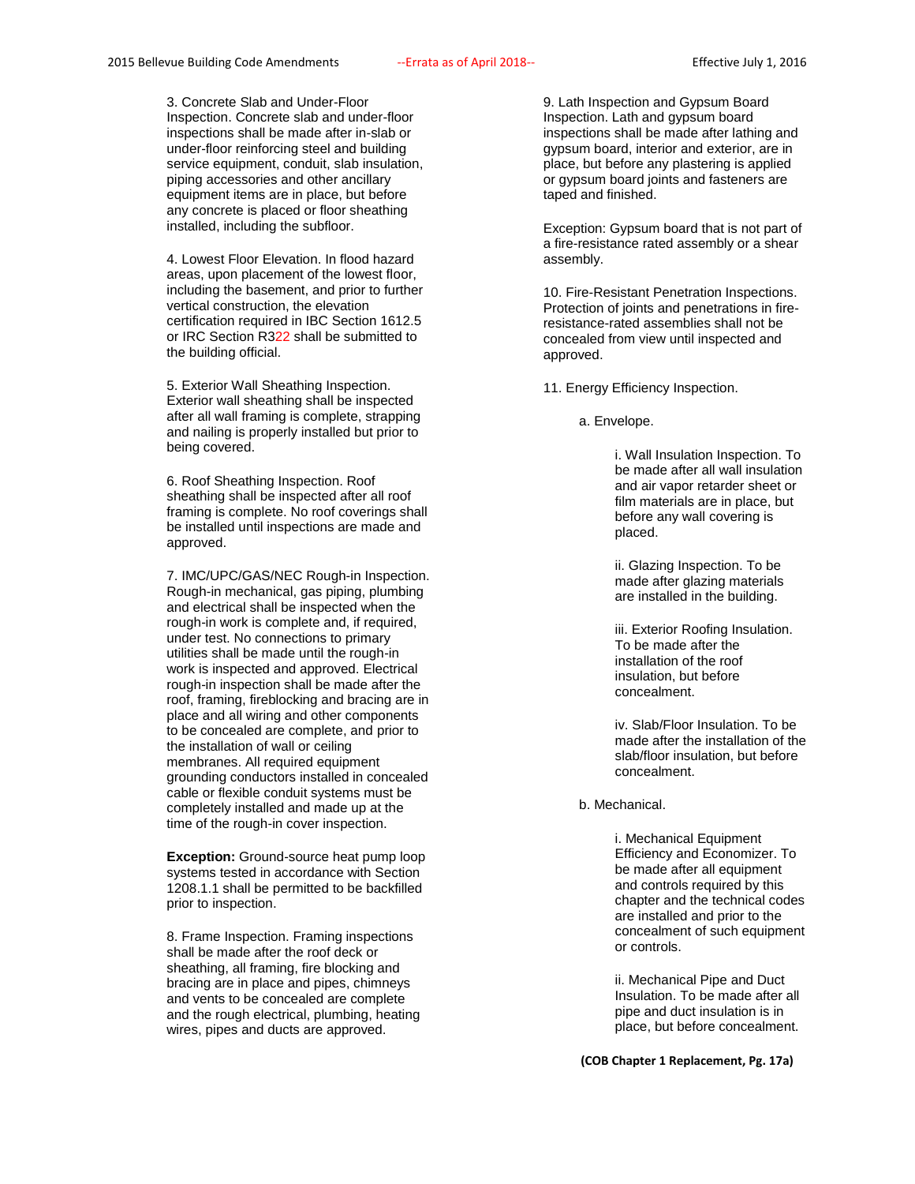3. Concrete Slab and Under-Floor Inspection. Concrete slab and under-floor inspections shall be made after in-slab or under-floor reinforcing steel and building service equipment, conduit, slab insulation, piping accessories and other ancillary equipment items are in place, but before any concrete is placed or floor sheathing installed, including the subfloor.

4. Lowest Floor Elevation. In flood hazard areas, upon placement of the lowest floor, including the basement, and prior to further vertical construction, the elevation certification required in IBC Section 1612.5 or IRC Section R322 shall be submitted to the building official.

5. Exterior Wall Sheathing Inspection. Exterior wall sheathing shall be inspected after all wall framing is complete, strapping and nailing is properly installed but prior to being covered.

6. Roof Sheathing Inspection. Roof sheathing shall be inspected after all roof framing is complete. No roof coverings shall be installed until inspections are made and approved.

7. IMC/UPC/GAS/NEC Rough-in Inspection. Rough-in mechanical, gas piping, plumbing and electrical shall be inspected when the rough-in work is complete and, if required, under test. No connections to primary utilities shall be made until the rough-in work is inspected and approved. Electrical rough-in inspection shall be made after the roof, framing, fireblocking and bracing are in place and all wiring and other components to be concealed are complete, and prior to the installation of wall or ceiling membranes. All required equipment grounding conductors installed in concealed cable or flexible conduit systems must be completely installed and made up at the time of the rough-in cover inspection.

**Exception:** Ground-source heat pump loop systems tested in accordance with Section 1208.1.1 shall be permitted to be backfilled prior to inspection.

8. Frame Inspection. Framing inspections shall be made after the roof deck or sheathing, all framing, fire blocking and bracing are in place and pipes, chimneys and vents to be concealed are complete and the rough electrical, plumbing, heating wires, pipes and ducts are approved.

9. Lath Inspection and Gypsum Board Inspection. Lath and gypsum board inspections shall be made after lathing and gypsum board, interior and exterior, are in place, but before any plastering is applied or gypsum board joints and fasteners are taped and finished.

Exception: Gypsum board that is not part of a fire-resistance rated assembly or a shear assembly.

10. Fire-Resistant Penetration Inspections. Protection of joints and penetrations in fire-resistance-rated assemblies shall not be concealed from view until inspected and approved.

11. Energy Efficiency Inspection.

a. Envelope.

i. Wall Insulation Inspection. To be made after all wall insulation and air vapor retarder sheet or film materials are in place, but before any wall covering is placed.

ii. Glazing Inspection. To be made after glazing materials are installed in the building.

iii. Exterior Roofing Insulation. To be made after the installation of the roof insulation, but before concealment.

iv. Slab/Floor Insulation. To be made after the installation of the slab/floor insulation, but before concealment.

b. Mechanical.

i. Mechanical Equipment Efficiency and Economizer. To be made after all equipment and controls required by this chapter and the technical codes are installed and prior to the concealment of such equipment or controls.

ii. Mechanical Pipe and Duct Insulation. To be made after all pipe and duct insulation is in place, but before concealment.

**(COB Chapter 1 Replacement, Pg. 17a)**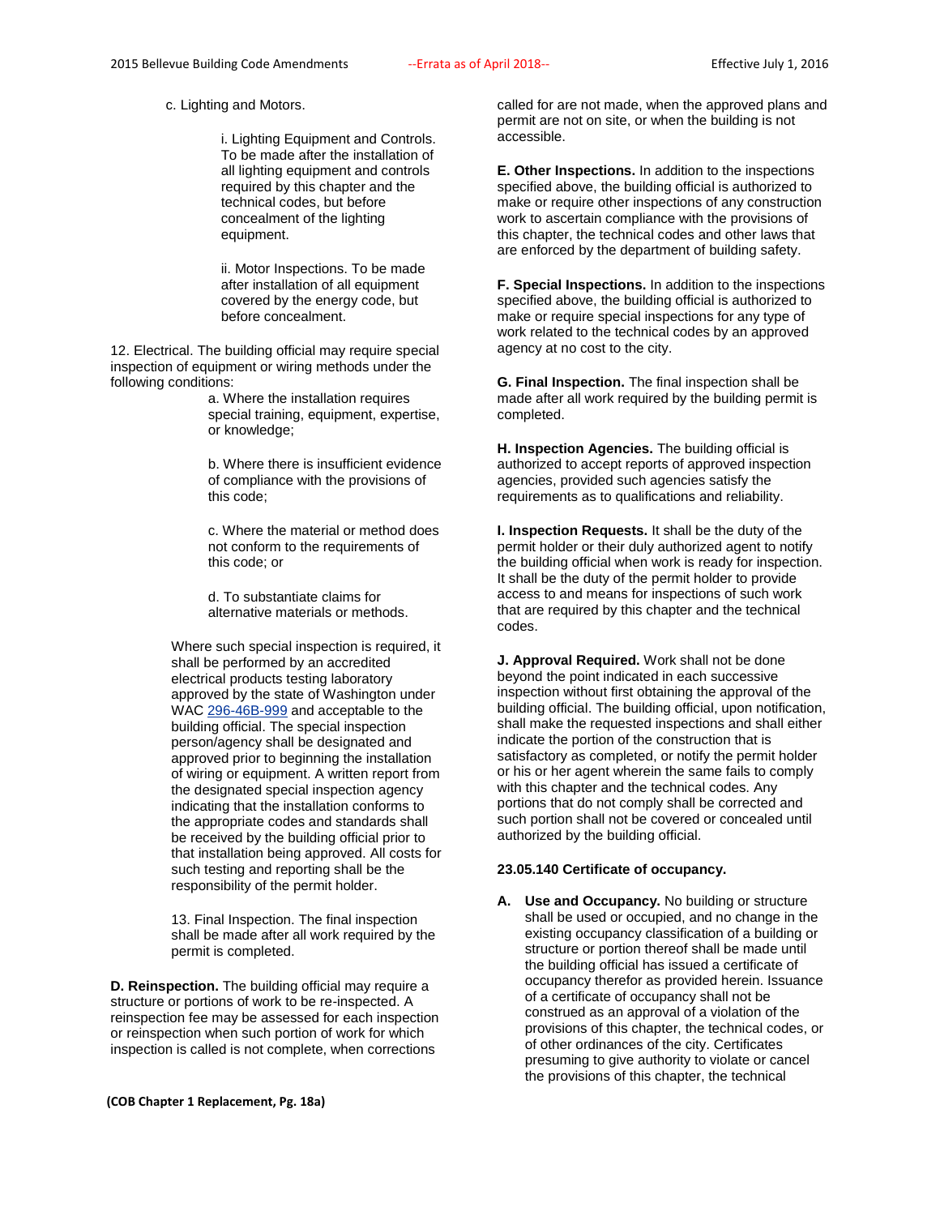c. Lighting and Motors.

i. Lighting Equipment and Controls. To be made after the installation of all lighting equipment and controls required by this chapter and the technical codes, but before concealment of the lighting equipment.

ii. Motor Inspections. To be made after installation of all equipment covered by the energy code, but before concealment.

12. Electrical. The building official may require special inspection of equipment or wiring methods under the following conditions:

a. Where the installation requires special training, equipment, expertise, or knowledge;

b. Where there is insufficient evidence of compliance with the provisions of this code;

c. Where the material or method does not conform to the requirements of this code; or

d. To substantiate claims for alternative materials or methods.

Where such special inspection is required, it shall be performed by an accredited electrical products testing laboratory approved by the state of Washington under WAC 296-46B-999 and acceptable to the building official. The special inspection person/agency shall be designated and approved prior to beginning the installation of wiring or equipment. A written report from the designated special inspection agency indicating that the installation conforms to the appropriate codes and standards shall be received by the building official prior to that installation being approved. All costs for such testing and reporting shall be the responsibility of the permit holder.

13. Final Inspection. The final inspection shall be made after all work required by the permit is completed.

**D. Reinspection.** The building official may require a structure or portions of work to be re-inspected. A reinspection fee may be assessed for each inspection or reinspection when such portion of work for which inspection is called is not complete, when corrections called for are not made, when the approved plans and permit are not on site, or when the building is not accessible.

**E. Other Inspections.** In addition to the inspections specified above, the building official is authorized to make or require other inspections of any construction work to ascertain compliance with the provisions of this chapter, the technical codes and other laws that are enforced by the department of building safety.

**F. Special Inspections.** In addition to the inspections specified above, the building official is authorized to make or require special inspections for any type of work related to the technical codes by an approved agency at no cost to the city.

**G. Final Inspection.** The final inspection shall be made after all work required by the building permit is completed.

**H. Inspection Agencies.** The building official is authorized to accept reports of approved inspection agencies, provided such agencies satisfy the requirements as to qualifications and reliability.

**I. Inspection Requests.** It shall be the duty of the permit holder or their duly authorized agent to notify the building official when work is ready for inspection. It shall be the duty of the permit holder to provide access to and means for inspections of such work that are required by this chapter and the technical codes.

**J. Approval Required.** Work shall not be done beyond the point indicated in each successive inspection without first obtaining the approval of the building official. The building official, upon notification, shall make the requested inspections and shall either indicate the portion of the construction that is satisfactory as completed, or notify the permit holder or his or her agent wherein the same fails to comply with this chapter and the technical codes. Any portions that do not comply shall be corrected and such portion shall not be covered or concealed until authorized by the building official.

**23.05.140 Certificate of occupancy.**

**A. Use and Occupancy.** No building or structure shall be used or occupied, and no change in the existing occupancy classification of a building or structure or portion thereof shall be made until the building official has issued a certificate of occupancy therefor as provided herein. Issuance of a certificate of occupancy shall not be construed as an approval of a violation of the provisions of this chapter, the technical codes, or of other ordinances of the city. Certificates presuming to give authority to violate or cancel the provisions of this chapter, the technical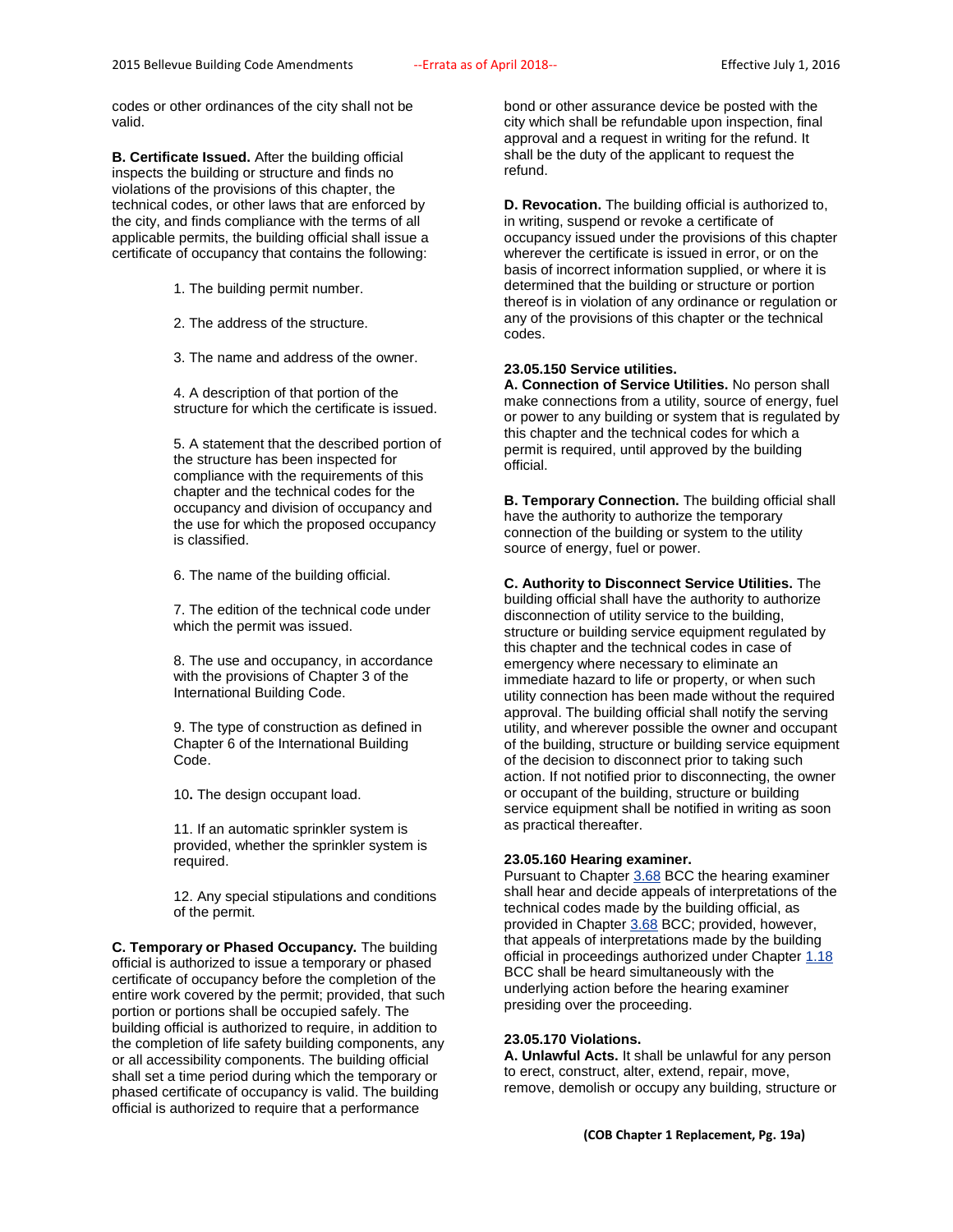codes or other ordinances of the city shall not be valid.

**B. Certificate Issued.** After the building official inspects the building or structure and finds no violations of the provisions of this chapter, the technical codes, or other laws that are enforced by the city, and finds compliance with the terms of all applicable permits, the building official shall issue a certificate of occupancy that contains the following:

1. The building permit number.

2. The address of the structure.

3. The name and address of the owner.

4. A description of that portion of the structure for which the certificate is issued.

5. A statement that the described portion of the structure has been inspected for compliance with the requirements of this chapter and the technical codes for the occupancy and division of occupancy and the use for which the proposed occupancy is classified.

6. The name of the building official.

7. The edition of the technical code under which the permit was issued.

8. The use and occupancy, in accordance with the provisions of Chapter 3 of the International Building Code.

9. The type of construction as defined in Chapter 6 of the International Building Code.

10. The design occupant load.

11. If an automatic sprinkler system is provided, whether the sprinkler system is required.

12. Any special stipulations and conditions of the permit.

**C. Temporary or Phased Occupancy.** The building official is authorized to issue a temporary or phased certificate of occupancy before the completion of the entire work covered by the permit; provided, that such portion or portions shall be occupied safely. The building official is authorized to require, in addition to the completion of life safety building components, any or all accessibility components. The building official shall set a time period during which the temporary or phased certificate of occupancy is valid. The building official is authorized to require that a performance bond or other assurance device be posted with the city which shall be refundable upon inspection, final approval and a request in writing for the refund. It shall be the duty of the applicant to request the refund.

**D. Revocation.** The building official is authorized to, in writing, suspend or revoke a certificate of occupancy issued under the provisions of this chapter wherever the certificate is issued in error, or on the basis of incorrect information supplied, or where it is determined that the building or structure or portion thereof is in violation of any ordinance or regulation or any of the provisions of this chapter or the technical codes.

**23.05.150 Service utilities.**
**A. Connection of Service Utilities.** No person shall make connections from a utility, source of energy, fuel or power to any building or system that is regulated by this chapter and the technical codes for which a permit is required, until approved by the building official.

**B. Temporary Connection.** The building official shall have the authority to authorize the temporary connection of the building or system to the utility source of energy, fuel or power.

**C. Authority to Disconnect Service Utilities.** The building official shall have the authority to authorize disconnection of utility service to the building, structure or building service equipment regulated by this chapter and the technical codes in case of emergency where necessary to eliminate an immediate hazard to life or property, or when such utility connection has been made without the required approval. The building official shall notify the serving utility, and wherever possible the owner and occupant of the building, structure or building service equipment of the decision to disconnect prior to taking such action. If not notified prior to disconnecting, the owner or occupant of the building, structure or building service equipment shall be notified in writing as soon as practical thereafter.

**23.05.160 Hearing examiner.**
Pursuant to Chapter 3.68 BCC the hearing examiner shall hear and decide appeals of interpretations of the technical codes made by the building official, as provided in Chapter 3.68 BCC; provided, however, that appeals of interpretations made by the building official in proceedings authorized under Chapter 1.18 BCC shall be heard simultaneously with the underlying action before the hearing examiner presiding over the proceeding.

**23.05.170 Violations.**
**A. Unlawful Acts.** It shall be unlawful for any person to erect, construct, alter, extend, repair, move, remove, demolish or occupy any building, structure or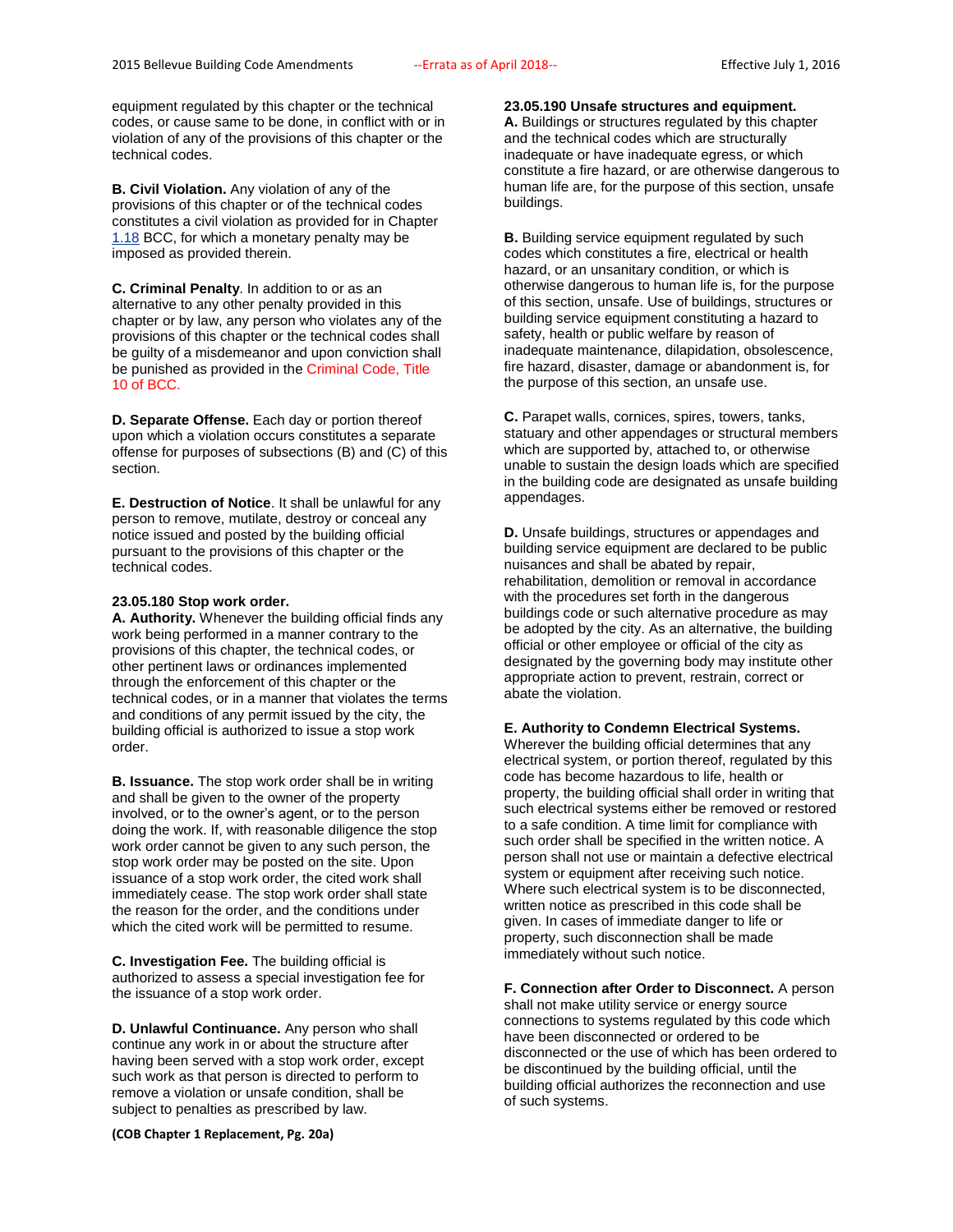equipment regulated by this chapter or the technical codes, or cause same to be done, in conflict with or in violation of any of the provisions of this chapter or the technical codes.

**B. Civil Violation.** Any violation of any of the provisions of this chapter or of the technical codes constitutes a civil violation as provided for in Chapter 1.18 BCC, for which a monetary penalty may be imposed as provided therein.

**C. Criminal Penalty**. In addition to or as an alternative to any other penalty provided in this chapter or by law, any person who violates any of the provisions of this chapter or the technical codes shall be guilty of a misdemeanor and upon conviction shall be punished as provided in the Criminal Code, Title 10 of BCC.

**D. Separate Offense.** Each day or portion thereof upon which a violation occurs constitutes a separate offense for purposes of subsections (B) and (C) of this section.

**E. Destruction of Notice**. It shall be unlawful for any person to remove, mutilate, destroy or conceal any notice issued and posted by the building official pursuant to the provisions of this chapter or the technical codes.

**23.05.180 Stop work order.**

**A. Authority.** Whenever the building official finds any work being performed in a manner contrary to the provisions of this chapter, the technical codes, or other pertinent laws or ordinances implemented through the enforcement of this chapter or the technical codes, or in a manner that violates the terms and conditions of any permit issued by the city, the building official is authorized to issue a stop work order.

**B. Issuance.** The stop work order shall be in writing and shall be given to the owner of the property involved, or to the owner's agent, or to the person doing the work. If, with reasonable diligence the stop work order cannot be given to any such person, the stop work order may be posted on the site. Upon issuance of a stop work order, the cited work shall immediately cease. The stop work order shall state the reason for the order, and the conditions under which the cited work will be permitted to resume.

**C. Investigation Fee.** The building official is authorized to assess a special investigation fee for the issuance of a stop work order.

**D. Unlawful Continuance.** Any person who shall continue any work in or about the structure after having been served with a stop work order, except such work as that person is directed to perform to remove a violation or unsafe condition, shall be subject to penalties as prescribed by law.

**23.05.190 Unsafe structures and equipment.**

**A.** Buildings or structures regulated by this chapter and the technical codes which are structurally inadequate or have inadequate egress, or which constitute a fire hazard, or are otherwise dangerous to human life are, for the purpose of this section, unsafe buildings.

**B.** Building service equipment regulated by such codes which constitutes a fire, electrical or health hazard, or an unsanitary condition, or which is otherwise dangerous to human life is, for the purpose of this section, unsafe. Use of buildings, structures or building service equipment constituting a hazard to safety, health or public welfare by reason of inadequate maintenance, dilapidation, obsolescence, fire hazard, disaster, damage or abandonment is, for the purpose of this section, an unsafe use.

**C.** Parapet walls, cornices, spires, towers, tanks, statuary and other appendages or structural members which are supported by, attached to, or otherwise unable to sustain the design loads which are specified in the building code are designated as unsafe building appendages.

**D.** Unsafe buildings, structures or appendages and building service equipment are declared to be public nuisances and shall be abated by repair, rehabilitation, demolition or removal in accordance with the procedures set forth in the dangerous buildings code or such alternative procedure as may be adopted by the city. As an alternative, the building official or other employee or official of the city as designated by the governing body may institute other appropriate action to prevent, restrain, correct or abate the violation.

**E. Authority to Condemn Electrical Systems.** Wherever the building official determines that any electrical system, or portion thereof, regulated by this code has become hazardous to life, health or property, the building official shall order in writing that such electrical systems either be removed or restored to a safe condition. A time limit for compliance with such order shall be specified in the written notice. A person shall not use or maintain a defective electrical system or equipment after receiving such notice. Where such electrical system is to be disconnected, written notice as prescribed in this code shall be given. In cases of immediate danger to life or property, such disconnection shall be made immediately without such notice.

**F. Connection after Order to Disconnect.** A person shall not make utility service or energy source connections to systems regulated by this code which have been disconnected or ordered to be disconnected or the use of which has been ordered to be discontinued by the building official, until the building official authorizes the reconnection and use of such systems.

**(COB Chapter 1 Replacement, Pg. 20a)**